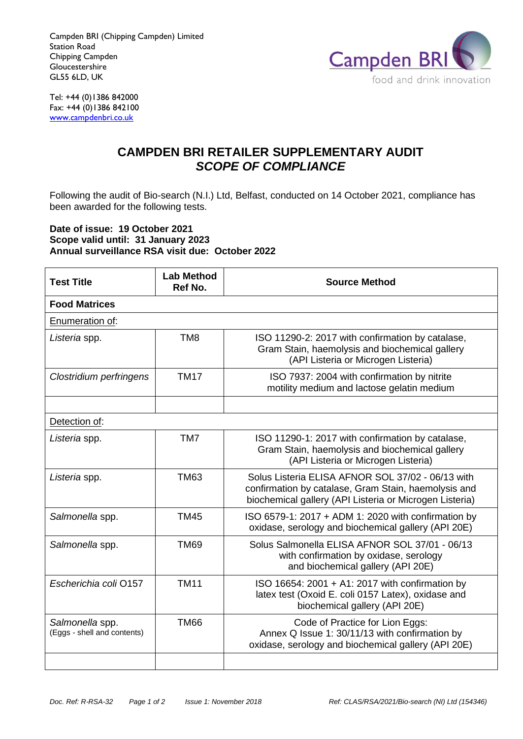Campden BRI (Chipping Campden) Limited
Station Road
Chipping Campden
Gloucestershire
GL55 6LD, UK

Campden BRI
food and drink innovation

Tel: +44 (0)1386 842000
Fax: +44 (0)1386 842100
www.campdenbri.co.uk

# CAMPDEN BRI RETAILER SUPPLEMENTARY AUDIT
## *SCOPE OF COMPLIANCE*

Following the audit of Bio-search (N.I.) Ltd, Belfast, conducted on 14 October 2021, compliance has been awarded for the following tests.

**Date of issue: 19 October 2021**
**Scope valid until: 31 January 2023**
**Annual surveillance RSA visit due: October 2022**

| Test Title | Lab Method Ref No. | Source Method |
|---|---|---|
| **Food Matrices** | | |
| Enumeration of: | | |
| *Listeria* spp. | TM8 | ISO 11290-2: 2017 with confirmation by catalase, Gram Stain, haemolysis and biochemical gallery (API Listeria or Microgen Listeria) |
| *Clostridium perfringens* | TM17 | ISO 7937: 2004 with confirmation by nitrite motility medium and lactose gelatin medium |
| | | |
| Detection of: | | |
| *Listeria* spp. | TM7 | ISO 11290-1: 2017 with confirmation by catalase, Gram Stain, haemolysis and biochemical gallery (API Listeria or Microgen Listeria) |
| *Listeria* spp. | TM63 | Solus Listeria ELISA AFNOR SOL 37/02 - 06/13 with confirmation by catalase, Gram Stain, haemolysis and biochemical gallery (API Listeria or Microgen Listeria) |
| *Salmonella* spp. | TM45 | ISO 6579-1: 2017 + ADM 1: 2020 with confirmation by oxidase, serology and biochemical gallery (API 20E) |
| *Salmonella* spp. | TM69 | Solus Salmonella ELISA AFNOR SOL 37/01 - 06/13 with confirmation by oxidase, serology and biochemical gallery (API 20E) |
| *Escherichia coli* O157 | TM11 | ISO 16654: 2001 + A1: 2017 with confirmation by latex test (Oxoid E. coli 0157 Latex), oxidase and biochemical gallery (API 20E) |
| *Salmonella* spp. (Eggs - shell and contents) | TM66 | Code of Practice for Lion Eggs: Annex Q Issue 1: 30/11/13 with confirmation by oxidase, serology and biochemical gallery (API 20E) |
| | | |

Doc. Ref: R-RSA-32 Issue 1: November 2018 Ref: CLAS/RSA/2021/Bio-search (NI) Ltd (154346)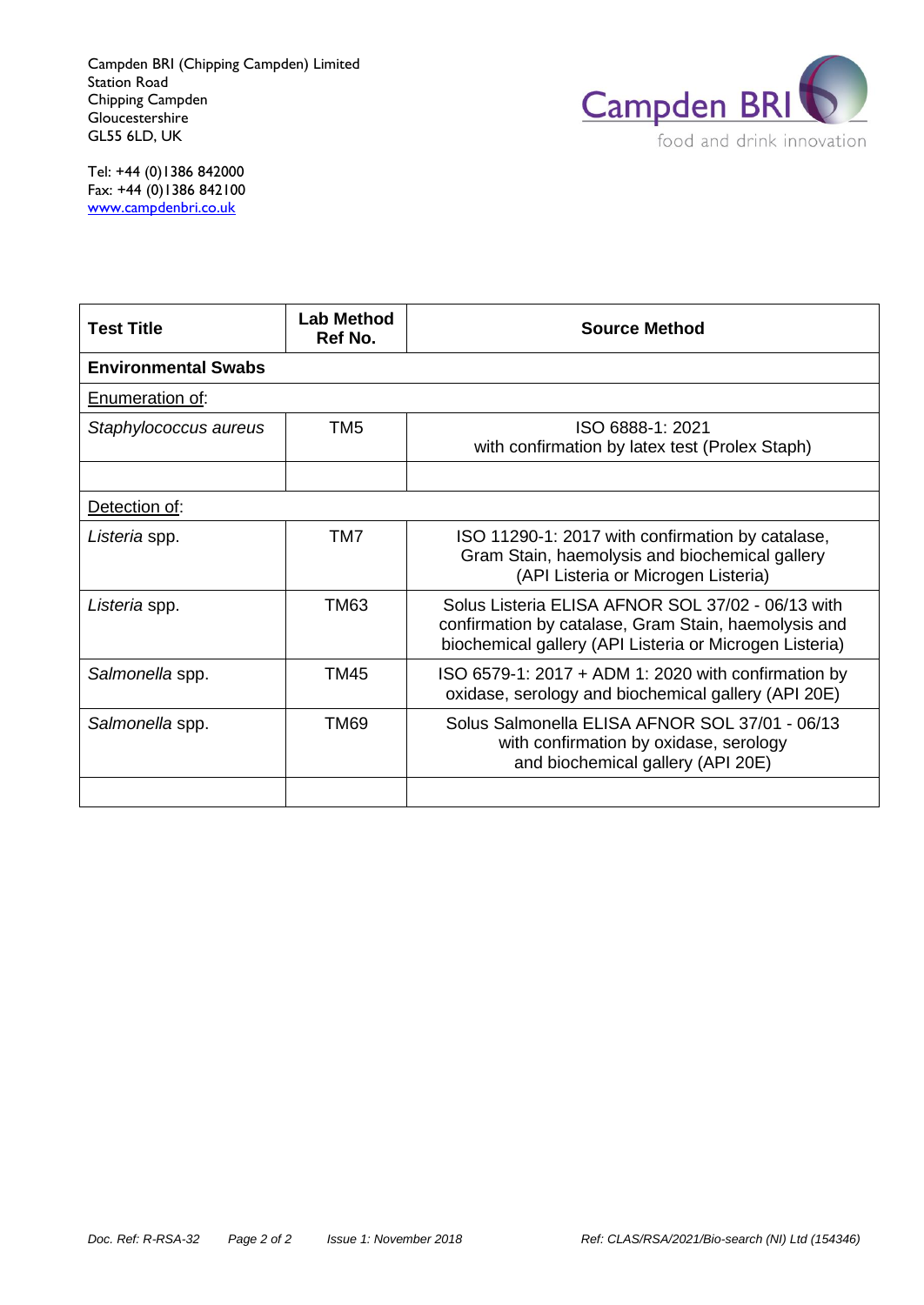Campden BRI (Chipping Campden) Limited
Station Road
Chipping Campden
Gloucestershire
GL55 6LD, UK

Tel: +44 (0)1386 842000
Fax: +44 (0)1386 842100
www.campdenbri.co.uk

Campden BRI
food and drink innovation

| Test Title | Lab Method Ref No. | Source Method |
|---|---|---|
| **Environmental Swabs** | | |
| Enumeration of: | | |
| *Staphylococcus aureus* | TM5 | ISO 6888-1: 2021 with confirmation by latex test (Prolex Staph) |
| | | |
| Detection of: | | |
| *Listeria* spp. | TM7 | ISO 11290-1: 2017 with confirmation by catalase, Gram Stain, haemolysis and biochemical gallery (API Listeria or Microgen Listeria) |
| *Listeria* spp. | TM63 | Solus Listeria ELISA AFNOR SOL 37/02 - 06/13 with confirmation by catalase, Gram Stain, haemolysis and biochemical gallery (API Listeria or Microgen Listeria) |
| *Salmonella* spp. | TM45 | ISO 6579-1: 2017 + ADM 1: 2020 with confirmation by oxidase, serology and biochemical gallery (API 20E) |
| *Salmonella* spp. | TM69 | Solus Salmonella ELISA AFNOR SOL 37/01 - 06/13 with confirmation by oxidase, serology and biochemical gallery (API 20E) |
| | | |

*Doc. Ref: R-RSA-32 Issue 1: November 2018 Ref: CLAS/RSA/2021/Bio-search (NI) Ltd (154346)*